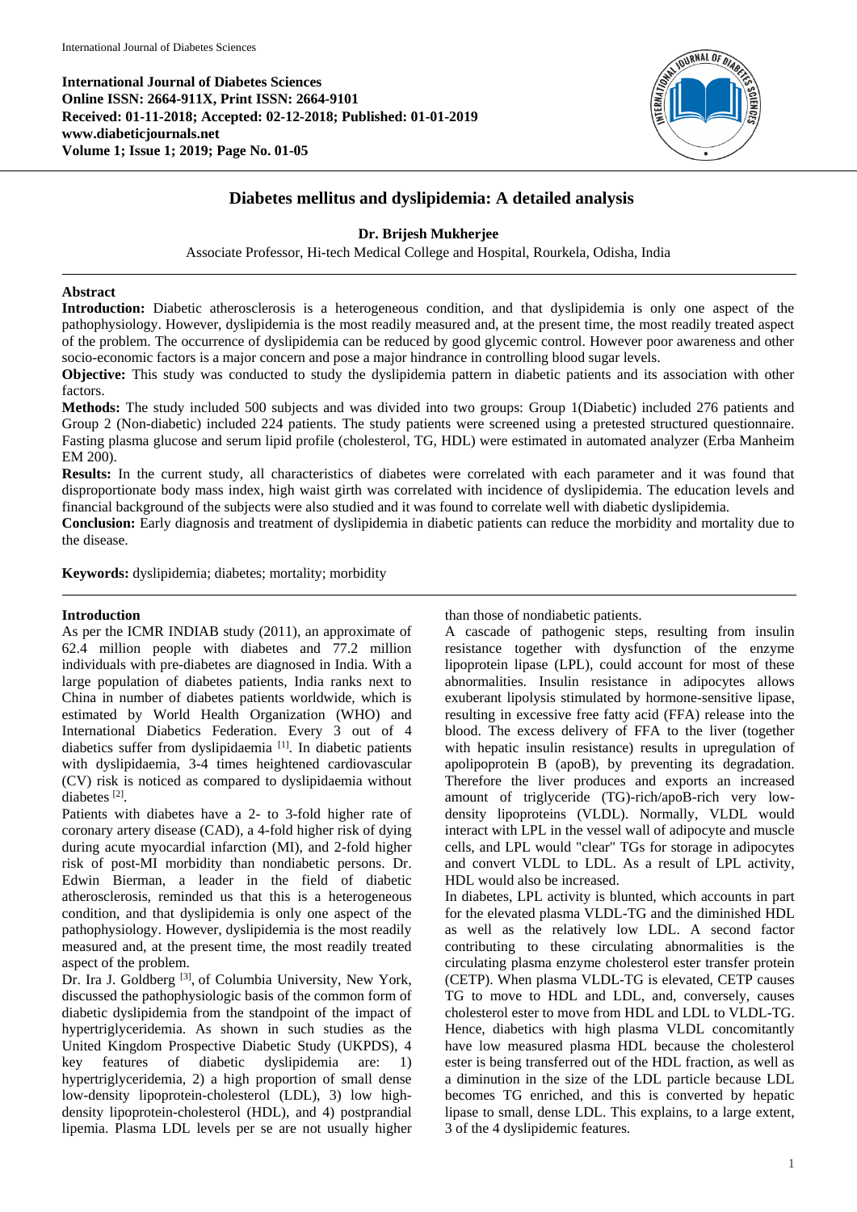**International Journal of Diabetes Sciences**
**Online ISSN: 2664-911X, Print ISSN: 2664-9101**
**Received: 01-11-2018; Accepted: 02-12-2018; Published: 01-01-2019**
**www.diabeticjournals.net**
**Volume 1; Issue 1; 2019; Page No. 01-05**

# Diabetes mellitus and dyslipidemia: A detailed analysis

**Dr. Brijesh Mukherjee**

Associate Professor, Hi-tech Medical College and Hospital, Rourkela, Odisha, India

## Abstract

**Introduction:** Diabetic atherosclerosis is a heterogeneous condition, and that dyslipidemia is only one aspect of the pathophysiology. However, dyslipidemia is the most readily measured and, at the present time, the most readily treated aspect of the problem. The occurrence of dyslipidemia can be reduced by good glycemic control. However poor awareness and other socio-economic factors is a major concern and pose a major hindrance in controlling blood sugar levels.

**Objective:** This study was conducted to study the dyslipidemia pattern in diabetic patients and its association with other factors.

**Methods:** The study included 500 subjects and was divided into two groups: Group 1(Diabetic) included 276 patients and Group 2 (Non-diabetic) included 224 patients. The study patients were screened using a pretested structured questionnaire. Fasting plasma glucose and serum lipid profile (cholesterol, TG, HDL) were estimated in automated analyzer (Erba Manheim EM 200).

**Results:** In the current study, all characteristics of diabetes were correlated with each parameter and it was found that disproportionate body mass index, high waist girth was correlated with incidence of dyslipidemia. The education levels and financial background of the subjects were also studied and it was found to correlate well with diabetic dyslipidemia.

**Conclusion:** Early diagnosis and treatment of dyslipidemia in diabetic patients can reduce the morbidity and mortality due to the disease.

**Keywords:** dyslipidemia; diabetes; mortality; morbidity

## Introduction

As per the ICMR INDIAB study (2011), an approximate of 62.4 million people with diabetes and 77.2 million individuals with pre-diabetes are diagnosed in India. With a large population of diabetes patients, India ranks next to China in number of diabetes patients worldwide, which is estimated by World Health Organization (WHO) and International Diabetics Federation. Every 3 out of 4 diabetics suffer from dyslipidaemia [1]. In diabetic patients with dyslipidaemia, 3-4 times heightened cardiovascular (CV) risk is noticed as compared to dyslipidaemia without diabetes [2].

Patients with diabetes have a 2- to 3-fold higher rate of coronary artery disease (CAD), a 4-fold higher risk of dying during acute myocardial infarction (MI), and 2-fold higher risk of post-MI morbidity than nondiabetic persons. Dr. Edwin Bierman, a leader in the field of diabetic atherosclerosis, reminded us that this is a heterogeneous condition, and that dyslipidemia is only one aspect of the pathophysiology. However, dyslipidemia is the most readily measured and, at the present time, the most readily treated aspect of the problem.

Dr. Ira J. Goldberg [3], of Columbia University, New York, discussed the pathophysiologic basis of the common form of diabetic dyslipidemia from the standpoint of the impact of hypertriglyceridemia. As shown in such studies as the United Kingdom Prospective Diabetic Study (UKPDS), 4 key features of diabetic dyslipidemia are: 1) hypertriglyceridemia, 2) a high proportion of small dense low-density lipoprotein-cholesterol (LDL), 3) low high-density lipoprotein-cholesterol (HDL), and 4) postprandial lipemia. Plasma LDL levels per se are not usually higher than those of nondiabetic patients.

A cascade of pathogenic steps, resulting from insulin resistance together with dysfunction of the enzyme lipoprotein lipase (LPL), could account for most of these abnormalities. Insulin resistance in adipocytes allows exuberant lipolysis stimulated by hormone-sensitive lipase, resulting in excessive free fatty acid (FFA) release into the blood. The excess delivery of FFA to the liver (together with hepatic insulin resistance) results in upregulation of apolipoprotein B (apoB), by preventing its degradation. Therefore the liver produces and exports an increased amount of triglyceride (TG)-rich/apoB-rich very low-density lipoproteins (VLDL). Normally, VLDL would interact with LPL in the vessel wall of adipocyte and muscle cells, and LPL would "clear" TGs for storage in adipocytes and convert VLDL to LDL. As a result of LPL activity, HDL would also be increased.

In diabetes, LPL activity is blunted, which accounts in part for the elevated plasma VLDL-TG and the diminished HDL as well as the relatively low LDL. A second factor contributing to these circulating abnormalities is the circulating plasma enzyme cholesterol ester transfer protein (CETP). When plasma VLDL-TG is elevated, CETP causes TG to move to HDL and LDL, and, conversely, causes cholesterol ester to move from HDL and LDL to VLDL-TG. Hence, diabetics with high plasma VLDL concomitantly have low measured plasma HDL because the cholesterol ester is being transferred out of the HDL fraction, as well as a diminution in the size of the LDL particle because LDL becomes TG enriched, and this is converted by hepatic lipase to small, dense LDL. This explains, to a large extent, 3 of the 4 dyslipidemic features.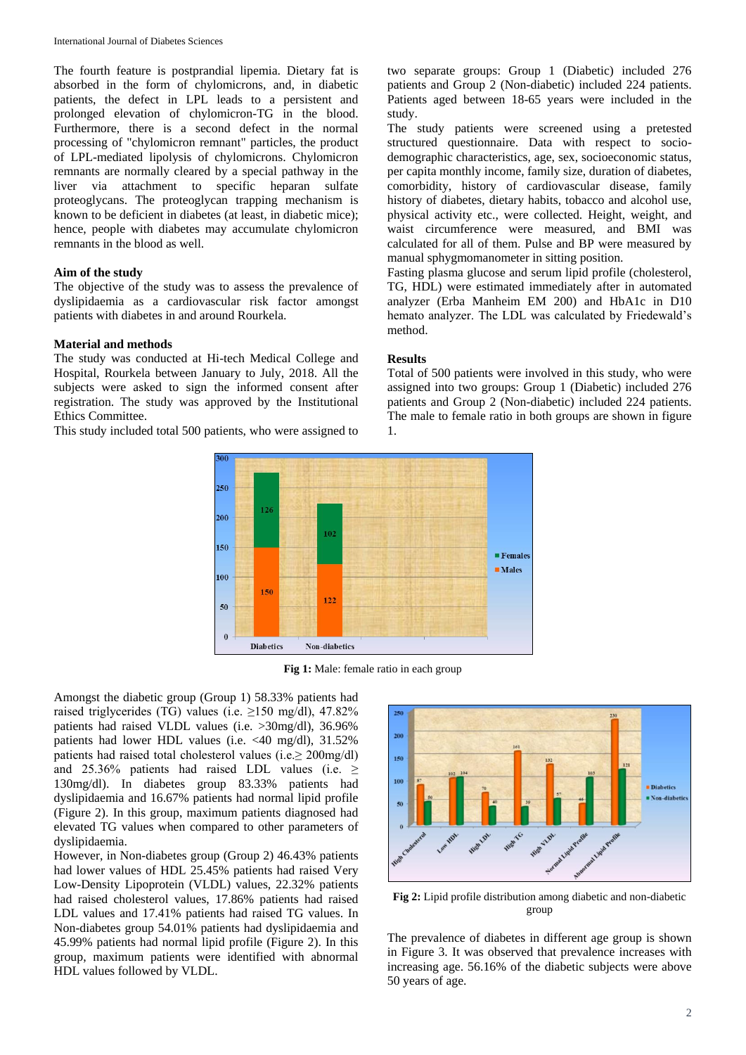The fourth feature is postprandial lipemia. Dietary fat is absorbed in the form of chylomicrons, and, in diabetic patients, the defect in LPL leads to a persistent and prolonged elevation of chylomicron-TG in the blood. Furthermore, there is a second defect in the normal processing of "chylomicron remnant" particles, the product of LPL-mediated lipolysis of chylomicrons. Chylomicron remnants are normally cleared by a special pathway in the liver via attachment to specific heparan sulfate proteoglycans. The proteoglycan trapping mechanism is known to be deficient in diabetes (at least, in diabetic mice); hence, people with diabetes may accumulate chylomicron remnants in the blood as well.

### Aim of the study

The objective of the study was to assess the prevalence of dyslipidaemia as a cardiovascular risk factor amongst patients with diabetes in and around Rourkela.

### Material and methods

The study was conducted at Hi-tech Medical College and Hospital, Rourkela between January to July, 2018. All the subjects were asked to sign the informed consent after registration. The study was approved by the Institutional Ethics Committee.

This study included total 500 patients, who were assigned to two separate groups: Group 1 (Diabetic) included 276 patients and Group 2 (Non-diabetic) included 224 patients. Patients aged between 18-65 years were included in the study.

The study patients were screened using a pretested structured questionnaire. Data with respect to socio-demographic characteristics, age, sex, socioeconomic status, per capita monthly income, family size, duration of diabetes, comorbidity, history of cardiovascular disease, family history of diabetes, dietary habits, tobacco and alcohol use, physical activity etc., were collected. Height, weight, and waist circumference were measured, and BMI was calculated for all of them. Pulse and BP were measured by manual sphygmomanometer in sitting position.

Fasting plasma glucose and serum lipid profile (cholesterol, TG, HDL) were estimated immediately after in automated analyzer (Erba Manheim EM 200) and HbA1c in D10 hemato analyzer. The LDL was calculated by Friedewald's method.

### Results

Total of 500 patients were involved in this study, who were assigned into two groups: Group 1 (Diabetic) included 276 patients and Group 2 (Non-diabetic) included 224 patients. The male to female ratio in both groups are shown in figure 1.

**Fig 1:** Male: female ratio in each group

Amongst the diabetic group (Group 1) 58.33% patients had raised triglycerides (TG) values (i.e. ≥150 mg/dl), 47.82% patients had raised VLDL values (i.e. >30mg/dl), 36.96% patients had lower HDL values (i.e. <40 mg/dl), 31.52% patients had raised total cholesterol values (i.e.≥ 200mg/dl) and 25.36% patients had raised LDL values (i.e. ≥ 130mg/dl). In diabetes group 83.33% patients had dyslipidaemia and 16.67% patients had normal lipid profile (Figure 2). In this group, maximum patients diagnosed had elevated TG values when compared to other parameters of dyslipidaemia.

However, in Non-diabetes group (Group 2) 46.43% patients had lower values of HDL 25.45% patients had raised Very Low-Density Lipoprotein (VLDL) values, 22.32% patients had raised cholesterol values, 17.86% patients had raised LDL values and 17.41% patients had raised TG values. In Non-diabetes group 54.01% patients had dyslipidaemia and 45.99% patients had normal lipid profile (Figure 2). In this group, maximum patients were identified with abnormal HDL values followed by VLDL.

**Fig 2:** Lipid profile distribution among diabetic and non-diabetic group

The prevalence of diabetes in different age group is shown in Figure 3. It was observed that prevalence increases with increasing age. 56.16% of the diabetic subjects were above 50 years of age.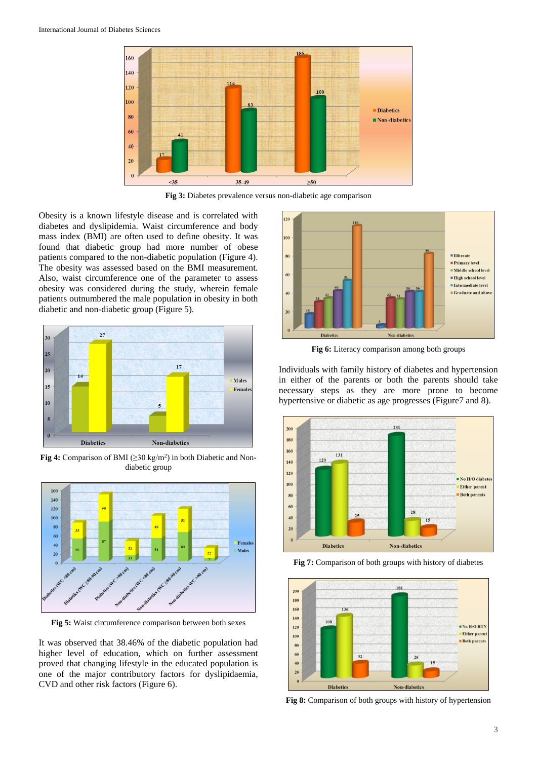Fig 3: Diabetes prevalence versus non-diabetic age comparison

Obesity is a known lifestyle disease and is correlated with diabetes and dyslipidemia. Waist circumference and body mass index (BMI) are often used to define obesity. It was found that diabetic group had more number of obese patients compared to the non-diabetic population (Figure 4). The obesity was assessed based on the BMI measurement. Also, waist circumference one of the parameter to assess obesity was considered during the study, wherein female patients outnumbered the male population in obesity in both diabetic and non-diabetic group (Figure 5).

**Fig 4:** Comparison of BMI (≥30 kg/m$^2$) in both Diabetic and Non-diabetic group

**Fig 5:** Waist circumference comparison between both sexes

It was observed that 38.46% of the diabetic population had higher level of education, which on further assessment proved that changing lifestyle in the educated population is one of the major contributory factors for dyslipidaemia, CVD and other risk factors (Figure 6).

**Fig 6:** Literacy comparison among both groups

Individuals with family history of diabetes and hypertension in either of the parents or both the parents should take necessary steps as they are more prone to become hypertensive or diabetic as age progresses (Figure7 and 8).

**Fig 7:** Comparison of both groups with history of diabetes

**Fig 8:** Comparison of both groups with history of hypertension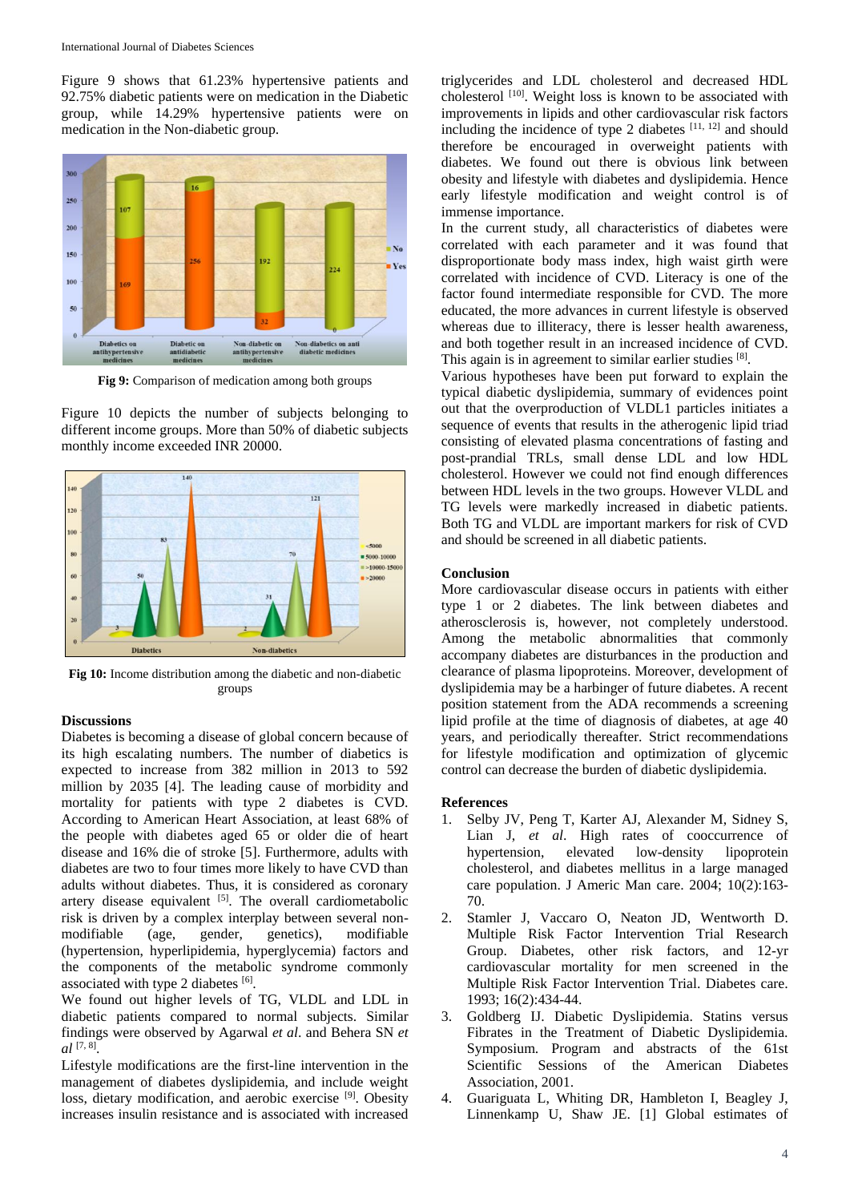Figure 9 shows that 61.23% hypertensive patients and 92.75% diabetic patients were on medication in the Diabetic group, while 14.29% hypertensive patients were on medication in the Non-diabetic group.

**Fig 9:** Comparison of medication among both groups

Figure 10 depicts the number of subjects belonging to different income groups. More than 50% of diabetic subjects monthly income exceeded INR 20000.

**Fig 10:** Income distribution among the diabetic and non-diabetic groups

### Discussions

Diabetes is becoming a disease of global concern because of its high escalating numbers. The number of diabetics is expected to increase from 382 million in 2013 to 592 million by 2035 [4]. The leading cause of morbidity and mortality for patients with type 2 diabetes is CVD. According to American Heart Association, at least 68% of the people with diabetes aged 65 or older die of heart disease and 16% die of stroke [5]. Furthermore, adults with diabetes are two to four times more likely to have CVD than adults without diabetes. Thus, it is considered as coronary artery disease equivalent [5]. The overall cardiometabolic risk is driven by a complex interplay between several non-modifiable (age, gender, genetics), modifiable (hypertension, hyperlipidemia, hyperglycemia) factors and the components of the metabolic syndrome commonly associated with type 2 diabetes [6].

We found out higher levels of TG, VLDL and LDL in diabetic patients compared to normal subjects. Similar findings were observed by Agarwal *et al*. and Behera SN *et al* [7, 8].

Lifestyle modifications are the first-line intervention in the management of diabetes dyslipidemia, and include weight loss, dietary modification, and aerobic exercise [9]. Obesity increases insulin resistance and is associated with increased triglycerides and LDL cholesterol and decreased HDL cholesterol [10]. Weight loss is known to be associated with improvements in lipids and other cardiovascular risk factors including the incidence of type 2 diabetes [11, 12] and should therefore be encouraged in overweight patients with diabetes. We found out there is obvious link between obesity and lifestyle with diabetes and dyslipidemia. Hence early lifestyle modification and weight control is of immense importance.

In the current study, all characteristics of diabetes were correlated with each parameter and it was found that disproportionate body mass index, high waist girth were correlated with incidence of CVD. Literacy is one of the factor found intermediate responsible for CVD. The more educated, the more advances in current lifestyle is observed whereas due to illiteracy, there is lesser health awareness, and both together result in increased incidence of CVD. This again is in agreement to similar earlier studies [8].

Various hypotheses have been put forward to explain the typical diabetic dyslipidemia, summary of evidences point out that the overproduction of VLDL1 particles initiates a sequence of events that results in the atherogenic lipid triad consisting of elevated plasma concentrations of fasting and post-prandial TRLs, small dense LDL and low HDL cholesterol. However we could not find enough differences between HDL levels in the two groups. However VLDL and TG levels were markedly increased in diabetic patients. Both TG and VLDL are important markers for risk of CVD and should be screened in all diabetic patients.

### Conclusion

More cardiovascular disease occurs in patients with either type 1 or 2 diabetes. The link between diabetes and atherosclerosis is, however, not completely understood. Among the metabolic abnormalities that commonly accompany diabetes are disturbances in the production and clearance of plasma lipoproteins. Moreover, development of dyslipidemia may be a harbinger of future diabetes. A recent position statement from the ADA recommends a screening lipid profile at the time of diagnosis of diabetes, at age 40 years, and periodically thereafter. Strict recommendations for lifestyle modification and optimization of glycemic control can decrease the burden of diabetic dyslipidemia.

### References

1. Selby JV, Peng T, Karter AJ, Alexander M, Sidney S, Lian J, *et al.* High rates of cooccurrence of hypertension, elevated low-density lipoprotein cholesterol, and diabetes mellitus in a large managed care population. J Americ Man care. 2004; 10(2):163-70.
2. Stamler J, Vaccaro O, Neaton JD, Wentworth D. Multiple Risk Factor Intervention Trial Research Group. Diabetes, other risk factors, and 12-yr cardiovascular mortality for men screened in the Multiple Risk Factor Intervention Trial. Diabetes care. 1993; 16(2):434-44.
3. Goldberg IJ. Diabetic Dyslipidemia. Statins versus Fibrates in the Treatment of Diabetic Dyslipidemia. Symposium. Program and abstracts of the 61st Scientific Sessions of the American Diabetes Association, 2001.
4. Guariguata L, Whiting DR, Hambleton I, Beagley J, Linnenkamp U, Shaw JE. [1] Global estimates of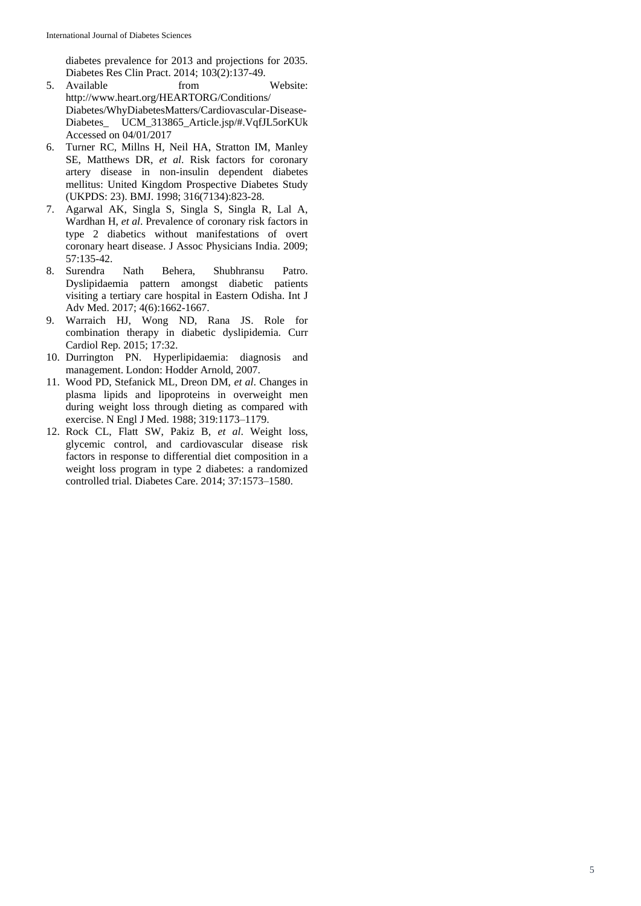diabetes prevalence for 2013 and projections for 2035. Diabetes Res Clin Pract. 2014; 103(2):137-49.

5. Available from Website: http://www.heart.org/HEARTORG/Conditions/Diabetes/WhyDiabetesMatters/Cardiovascular-Disease-Diabetes_ UCM_313865_Article.jsp/#.VqfJL5orKUk Accessed on 04/01/2017
6. Turner RC, Millns H, Neil HA, Stratton IM, Manley SE, Matthews DR, *et al*. Risk factors for coronary artery disease in non-insulin dependent diabetes mellitus: United Kingdom Prospective Diabetes Study (UKPDS: 23). BMJ. 1998; 316(7134):823-28.
7. Agarwal AK, Singla S, Singla S, Singla R, Lal A, Wardhan H, *et al*. Prevalence of coronary risk factors in type 2 diabetics without manifestations of overt coronary heart disease. J Assoc Physicians India. 2009; 57:135-42.
8. Surendra Nath Behera, Shubhransu Patro. Dyslipidaemia pattern amongst diabetic patients visiting a tertiary care hospital in Eastern Odisha. Int J Adv Med. 2017; 4(6):1662-1667.
9. Warraich HJ, Wong ND, Rana JS. Role for combination therapy in diabetic dyslipidemia. Curr Cardiol Rep. 2015; 17:32.
10. Durrington PN. Hyperlipidaemia: diagnosis and management. London: Hodder Arnold, 2007.
11. Wood PD, Stefanick ML, Dreon DM, *et al*. Changes in plasma lipids and lipoproteins in overweight men during weight loss through dieting as compared with exercise. N Engl J Med. 1988; 319:1173–1179.
12. Rock CL, Flatt SW, Pakiz B, *et al*. Weight loss, glycemic control, and cardiovascular disease risk factors in response to differential diet composition in a weight loss program in type 2 diabetes: a randomized controlled trial. Diabetes Care. 2014; 37:1573–1580.